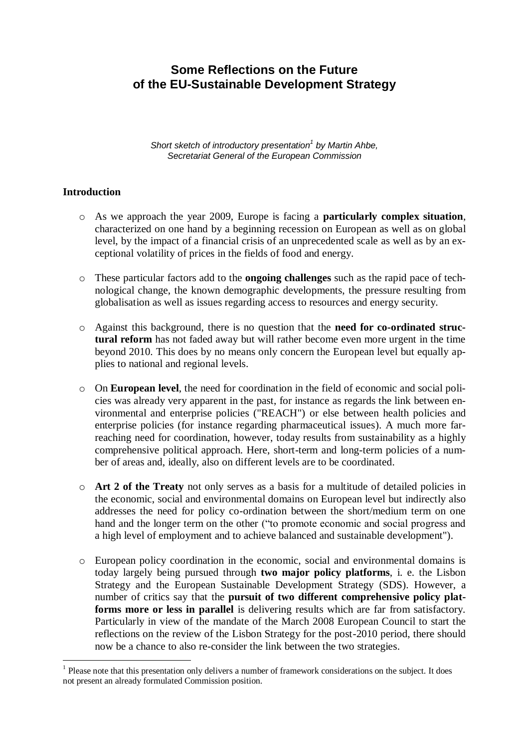# Some Reflections on the Future of the EU-Sustainable Development Strategy

*Short sketch of introductory presentation[1] by Martin Ahbe, Secretariat General of the European Commission*

## Introduction

- As we approach the year 2009, Europe is facing a **particularly complex situation**, characterized on one hand by a beginning recession on European as well as on global level, by the impact of a financial crisis of an unprecedented scale as well as by an exceptional volatility of prices in the fields of food and energy.

- These particular factors add to the **ongoing challenges** such as the rapid pace of technological change, the known demographic developments, the pressure resulting from globalisation as well as issues regarding access to resources and energy security.

- Against this background, there is no question that the **need for co-ordinated structural reform** has not faded away but will rather become even more urgent in the time beyond 2010. This does by no means only concern the European level but equally applies to national and regional levels.

- On **European level**, the need for coordination in the field of economic and social policies was already very apparent in the past, for instance as regards the link between environmental and enterprise policies ("REACH") or else between health policies and enterprise policies (for instance regarding pharmaceutical issues). A much more far-reaching need for coordination, however, today results from sustainability as a highly comprehensive political approach. Here, short-term and long-term policies of a number of areas and, ideally, also on different levels are to be coordinated.

- **Art 2 of the Treaty** not only serves as a basis for a multitude of detailed policies in the economic, social and environmental domains on European level but indirectly also addresses the need for policy co-ordination between the short/medium term on one hand and the longer term on the other ("to promote economic and social progress and a high level of employment and to achieve balanced and sustainable development").

- European policy coordination in the economic, social and environmental domains is today largely being pursued through **two major policy platforms**, i. e. the Lisbon Strategy and the European Sustainable Development Strategy (SDS). However, a number of critics say that the **pursuit of two different comprehensive policy platforms more or less in parallel** is delivering results which are far from satisfactory. Particularly in view of the mandate of the March 2008 European Council to start the reflections on the review of the Lisbon Strategy for the post-2010 period, there should now be a chance to also re-consider the link between the two strategies.

[1] Please note that this presentation only delivers a number of framework considerations on the subject. It does not present an already formulated Commission position.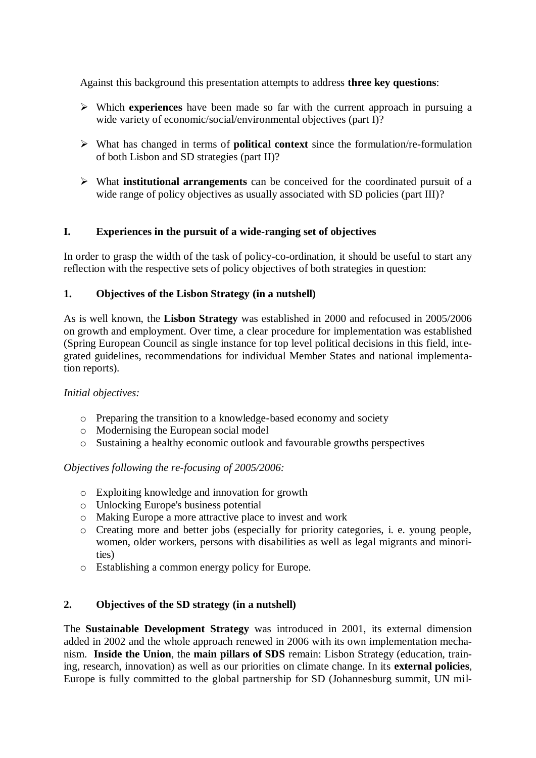Against this background this presentation attempts to address **three key questions**:

- Which **experiences** have been made so far with the current approach in pursuing a wide variety of economic/social/environmental objectives (part I)?
- What has changed in terms of **political context** since the formulation/re-formulation of both Lisbon and SD strategies (part II)?
- What **institutional arrangements** can be conceived for the coordinated pursuit of a wide range of policy objectives as usually associated with SD policies (part III)?

## I. Experiences in the pursuit of a wide-ranging set of objectives

In order to grasp the width of the task of policy-co-ordination, it should be useful to start any reflection with the respective sets of policy objectives of both strategies in question:

### 1. Objectives of the Lisbon Strategy (in a nutshell)

As is well known, the **Lisbon Strategy** was established in 2000 and refocused in 2005/2006 on growth and employment. Over time, a clear procedure for implementation was established (Spring European Council as single instance for top level political decisions in this field, integrated guidelines, recommendations for individual Member States and national implementation reports).

*Initial objectives:*

- Preparing the transition to a knowledge-based economy and society
- Modernising the European social model
- Sustaining a healthy economic outlook and favourable growths perspectives

*Objectives following the re-focusing of 2005/2006:*

- Exploiting knowledge and innovation for growth
- Unlocking Europe's business potential
- Making Europe a more attractive place to invest and work
- Creating more and better jobs (especially for priority categories, i. e. young people, women, older workers, persons with disabilities as well as legal migrants and minorities)
- Establishing a common energy policy for Europe.

### 2. Objectives of the SD strategy (in a nutshell)

The **Sustainable Development Strategy** was introduced in 2001, its external dimension added in 2002 and the whole approach renewed in 2006 with its own implementation mechanism. **Inside the Union**, the **main pillars of SDS** remain: Lisbon Strategy (education, training, research, innovation) as well as our priorities on climate change. In its **external policies**, Europe is fully committed to the global partnership for SD (Johannesburg summit, UN mil-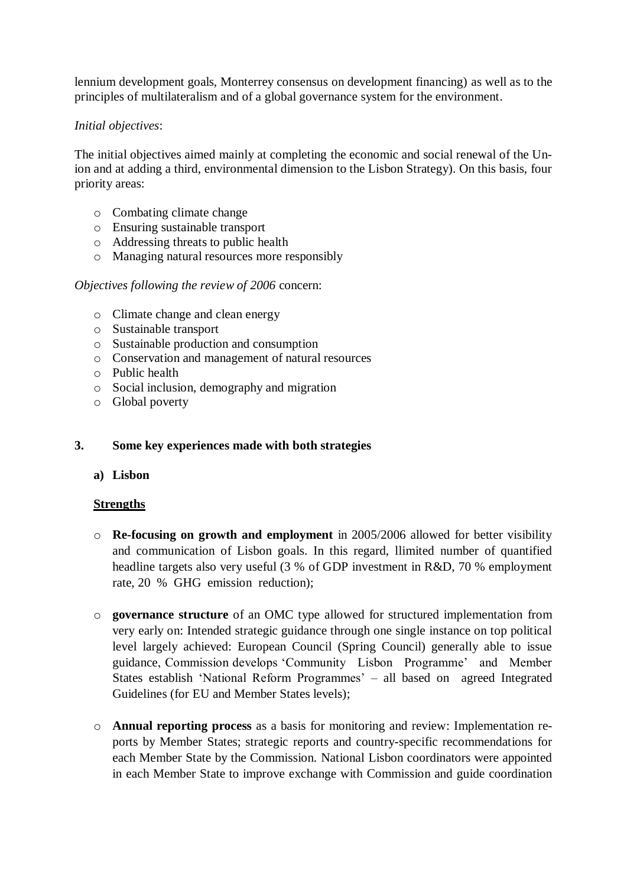lennium development goals, Monterrey consensus on development financing) as well as to the principles of multilateralism and of a global governance system for the environment.

*Initial objectives*:

The initial objectives aimed mainly at completing the economic and social renewal of the Union and at adding a third, environmental dimension to the Lisbon Strategy). On this basis, four priority areas:

- Combating climate change
- Ensuring sustainable transport
- Addressing threats to public health
- Managing natural resources more responsibly

*Objectives following the review of 2006* concern:

- Climate change and clean energy
- Sustainable transport
- Sustainable production and consumption
- Conservation and management of natural resources
- Public health
- Social inclusion, demography and migration
- Global poverty

## 3. Some key experiences made with both strategies

### a) Lisbon

**<u>Strengths</u>**

- **Re-focusing on growth and employment** in 2005/2006 allowed for better visibility and communication of Lisbon goals. In this regard, llimited number of quantified headline targets also very useful (3 % of GDP investment in R&D, 70 % employment rate, 20 % GHG emission reduction);

- **governance structure** of an OMC type allowed for structured implementation from very early on: Intended strategic guidance through one single instance on top political level largely achieved: European Council (Spring Council) generally able to issue guidance, Commission develops 'Community Lisbon Programme' and Member States establish 'National Reform Programmes' – all based on agreed Integrated Guidelines (for EU and Member States levels);

- **Annual reporting process** as a basis for monitoring and review: Implementation reports by Member States; strategic reports and country-specific recommendations for each Member State by the Commission. National Lisbon coordinators were appointed in each Member State to improve exchange with Commission and guide coordination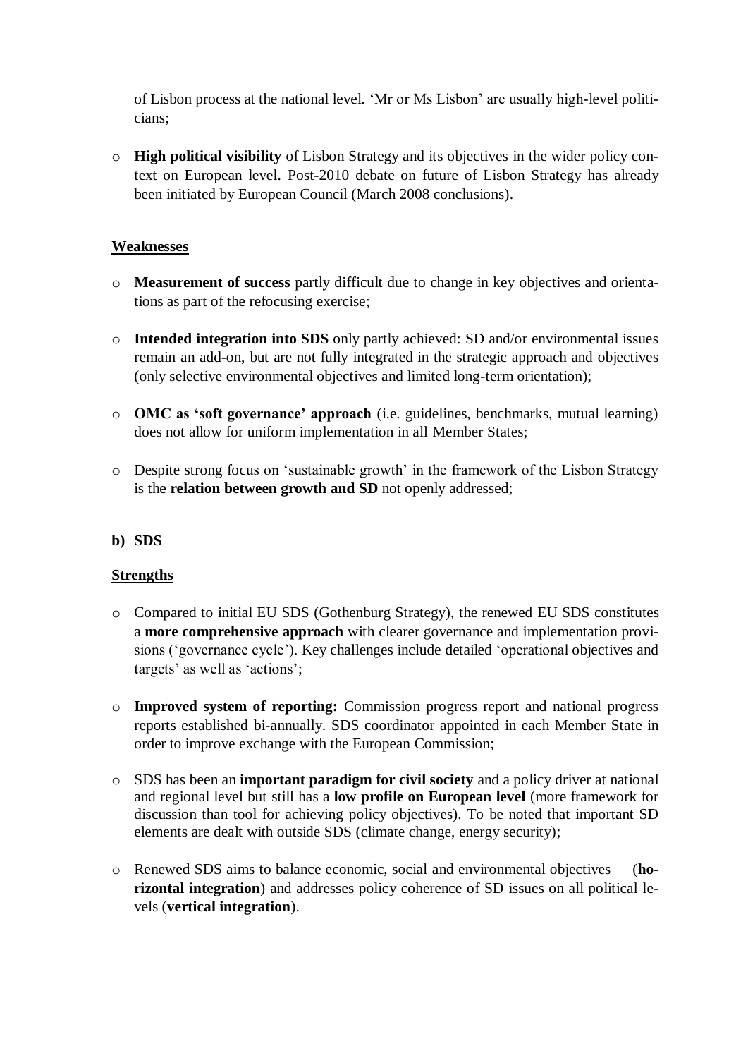of Lisbon process at the national level. 'Mr or Ms Lisbon' are usually high-level politicians;

- **High political visibility** of Lisbon Strategy and its objectives in the wider policy context on European level. Post-2010 debate on future of Lisbon Strategy has already been initiated by European Council (March 2008 conclusions).

__Weaknesses__

- **Measurement of success** partly difficult due to change in key objectives and orientations as part of the refocusing exercise;
- **Intended integration into SDS** only partly achieved: SD and/or environmental issues remain an add-on, but are not fully integrated in the strategic approach and objectives (only selective environmental objectives and limited long-term orientation);
- **OMC as 'soft governance' approach** (i.e. guidelines, benchmarks, mutual learning) does not allow for uniform implementation in all Member States;
- Despite strong focus on 'sustainable growth' in the framework of the Lisbon Strategy is the **relation between growth and SD** not openly addressed;

**b) SDS**

__Strengths__

- Compared to initial EU SDS (Gothenburg Strategy), the renewed EU SDS constitutes a **more comprehensive approach** with clearer governance and implementation provisions ('governance cycle'). Key challenges include detailed 'operational objectives and targets' as well as 'actions';
- **Improved system of reporting:** Commission progress report and national progress reports established bi-annually. SDS coordinator appointed in each Member State in order to improve exchange with the European Commission;
- SDS has been an **important paradigm for civil society** and a policy driver at national and regional level but still has a **low profile on European level** (more framework for discussion than tool for achieving policy objectives). To be noted that important SD elements are dealt with outside SDS (climate change, energy security);
- Renewed SDS aims to balance economic, social and environmental objectives (**horizontal integration**) and addresses policy coherence of SD issues on all political levels (**vertical integration**).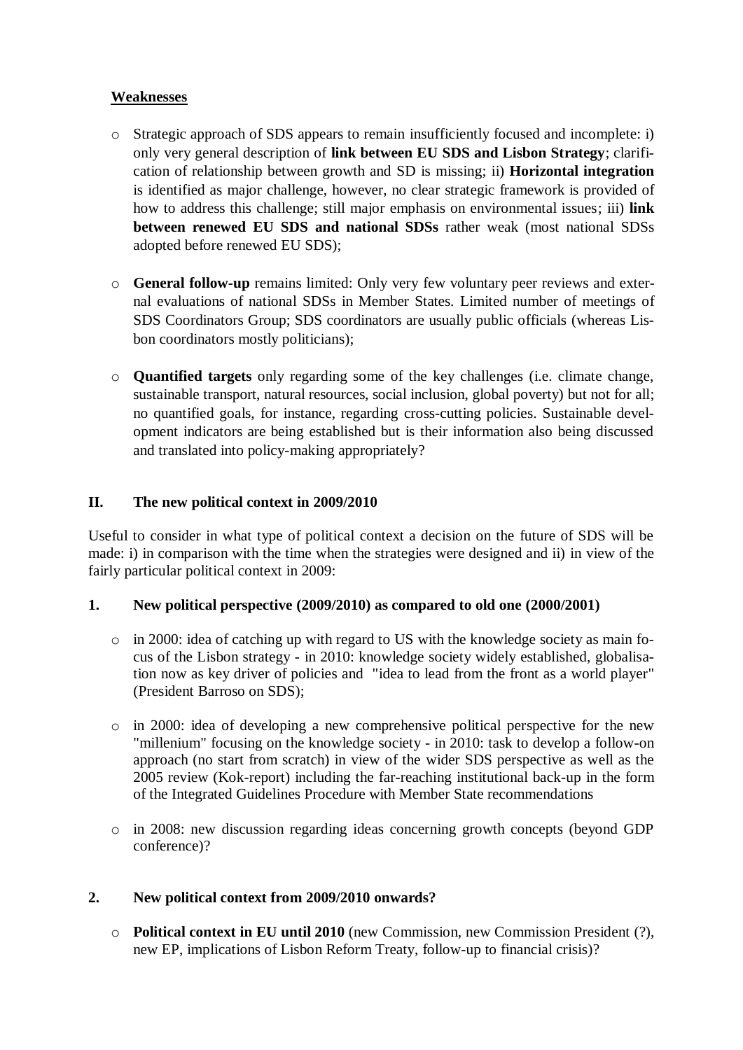**Weaknesses**

- Strategic approach of SDS appears to remain insufficiently focused and incomplete: i) only very general description of **link between EU SDS and Lisbon Strategy**; clarification of relationship between growth and SD is missing; ii) **Horizontal integration** is identified as major challenge, however, no clear strategic framework is provided of how to address this challenge; still major emphasis on environmental issues; iii) **link between renewed EU SDS and national SDSs** rather weak (most national SDSs adopted before renewed EU SDS);

- **General follow-up** remains limited: Only very few voluntary peer reviews and external evaluations of national SDSs in Member States. Limited number of meetings of SDS Coordinators Group; SDS coordinators are usually public officials (whereas Lisbon coordinators mostly politicians);

- **Quantified targets** only regarding some of the key challenges (i.e. climate change, sustainable transport, natural resources, social inclusion, global poverty) but not for all; no quantified goals, for instance, regarding cross-cutting policies. Sustainable development indicators are being established but is their information also being discussed and translated into policy-making appropriately?

## II. The new political context in 2009/2010

Useful to consider in what type of political context a decision on the future of SDS will be made: i) in comparison with the time when the strategies were designed and ii) in view of the fairly particular political context in 2009:

### 1. New political perspective (2009/2010) as compared to old one (2000/2001)

- in 2000: idea of catching up with regard to US with the knowledge society as main focus of the Lisbon strategy - in 2010: knowledge society widely established, globalisation now as key driver of policies and "idea to lead from the front as a world player" (President Barroso on SDS);

- in 2000: idea of developing a new comprehensive political perspective for the new "millenium" focusing on the knowledge society - in 2010: task to develop a follow-on approach (no start from scratch) in view of the wider SDS perspective as well as the 2005 review (Kok-report) including the far-reaching institutional back-up in the form of the Integrated Guidelines Procedure with Member State recommendations

- in 2008: new discussion regarding ideas concerning growth concepts (beyond GDP conference)?

### 2. New political context from 2009/2010 onwards?

- **Political context in EU until 2010** (new Commission, new Commission President (?), new EP, implications of Lisbon Reform Treaty, follow-up to financial crisis)?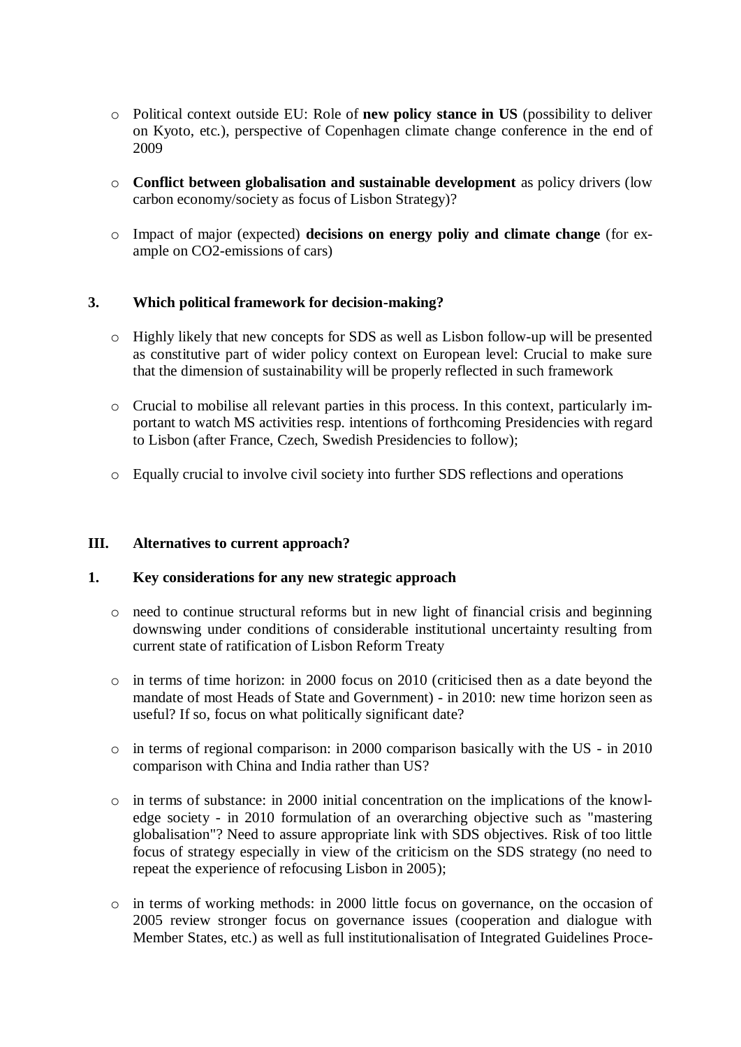- Political context outside EU: Role of **new policy stance in US** (possibility to deliver on Kyoto, etc.), perspective of Copenhagen climate change conference in the end of 2009

- **Conflict between globalisation and sustainable development** as policy drivers (low carbon economy/society as focus of Lisbon Strategy)?

- Impact of major (expected) **decisions on energy poliy and climate change** (for example on $CO_2$-emissions of cars)

### 3. Which political framework for decision-making?

- Highly likely that new concepts for SDS as well as Lisbon follow-up will be presented as constitutive part of wider policy context on European level: Crucial to make sure that the dimension of sustainability will be properly reflected in such framework

- Crucial to mobilise all relevant parties in this process. In this context, particularly important to watch MS activities resp. intentions of forthcoming Presidencies with regard to Lisbon (after France, Czech, Swedish Presidencies to follow);

- Equally crucial to involve civil society into further SDS reflections and operations

## III. Alternatives to current approach?

### 1. Key considerations for any new strategic approach

- need to continue structural reforms but in new light of financial crisis and beginning downswing under conditions of considerable institutional uncertainty resulting from current state of ratification of Lisbon Reform Treaty

- in terms of time horizon: in 2000 focus on 2010 (criticised then as a date beyond the mandate of most Heads of State and Government) - in 2010: new time horizon seen as useful? If so, focus on what politically significant date?

- in terms of regional comparison: in 2000 comparison basically with the US - in 2010 comparison with China and India rather than US?

- in terms of substance: in 2000 initial concentration on the implications of the knowledge society - in 2010 formulation of an overarching objective such as "mastering globalisation"? Need to assure appropriate link with SDS objectives. Risk of too little focus of strategy especially in view of the criticism on the SDS strategy (no need to repeat the experience of refocusing Lisbon in 2005);

- in terms of working methods: in 2000 little focus on governance, on the occasion of 2005 review stronger focus on governance issues (cooperation and dialogue with Member States, etc.) as well as full institutionalisation of Integrated Guidelines Proce-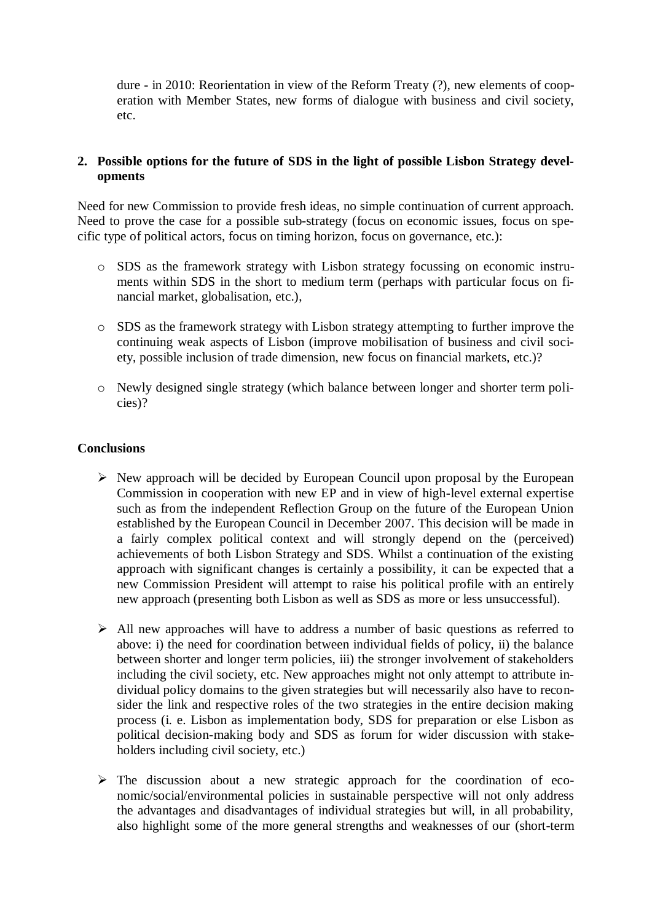dure - in 2010: Reorientation in view of the Reform Treaty (?), new elements of cooperation with Member States, new forms of dialogue with business and civil society, etc.

## 2. Possible options for the future of SDS in the light of possible Lisbon Strategy developments

Need for new Commission to provide fresh ideas, no simple continuation of current approach. Need to prove the case for a possible sub-strategy (focus on economic issues, focus on specific type of political actors, focus on timing horizon, focus on governance, etc.):

- SDS as the framework strategy with Lisbon strategy focussing on economic instruments within SDS in the short to medium term (perhaps with particular focus on financial market, globalisation, etc.),
- SDS as the framework strategy with Lisbon strategy attempting to further improve the continuing weak aspects of Lisbon (improve mobilisation of business and civil society, possible inclusion of trade dimension, new focus on financial markets, etc.)?
- Newly designed single strategy (which balance between longer and shorter term policies)?

## Conclusions

- New approach will be decided by European Council upon proposal by the European Commission in cooperation with new EP and in view of high-level external expertise such as from the independent Reflection Group on the future of the European Union established by the European Council in December 2007. This decision will be made in a fairly complex political context and will strongly depend on the (perceived) achievements of both Lisbon Strategy and SDS. Whilst a continuation of the existing approach with significant changes is certainly a possibility, it can be expected that a new Commission President will attempt to raise his political profile with an entirely new approach (presenting both Lisbon as well as SDS as more or less unsuccessful).
- All new approaches will have to address a number of basic questions as referred to above: i) the need for coordination between individual fields of policy, ii) the balance between shorter and longer term policies, iii) the stronger involvement of stakeholders including the civil society, etc. New approaches might not only attempt to attribute individual policy domains to the given strategies but will necessarily also have to reconsider the link and respective roles of the two strategies in the entire decision making process (i. e. Lisbon as implementation body, SDS for preparation or else Lisbon as political decision-making body and SDS as forum for wider discussion with stakeholders including civil society, etc.)
- The discussion about a new strategic approach for the coordination of economic/social/environmental policies in sustainable perspective will not only address the advantages and disadvantages of individual strategies but will, in all probability, also highlight some of the more general strengths and weaknesses of our (short-term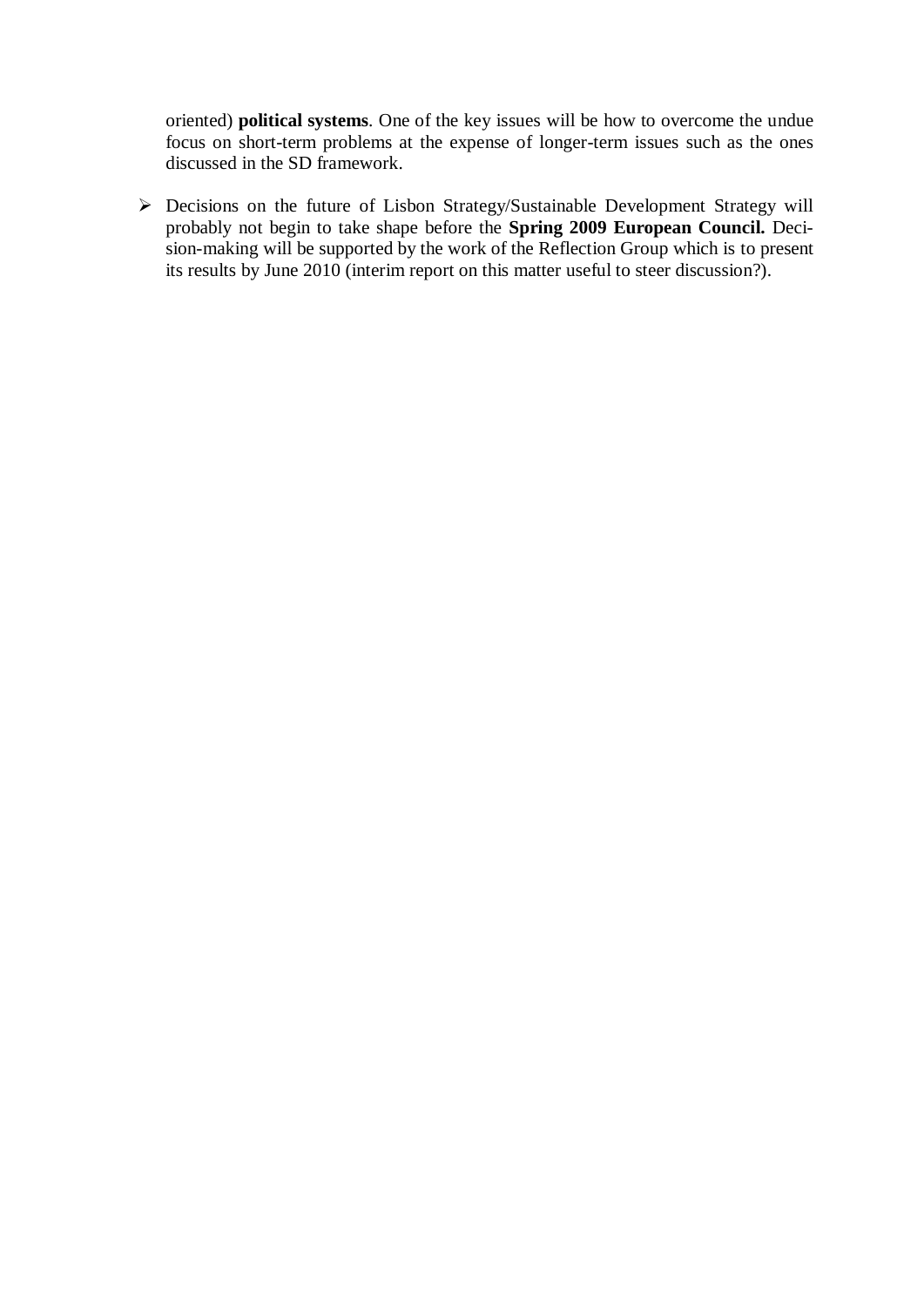oriented) **political systems**. One of the key issues will be how to overcome the undue focus on short-term problems at the expense of longer-term issues such as the ones discussed in the SD framework.

- Decisions on the future of Lisbon Strategy/Sustainable Development Strategy will probably not begin to take shape before the **Spring 2009 European Council.** Decision-making will be supported by the work of the Reflection Group which is to present its results by June 2010 (interim report on this matter useful to steer discussion?).